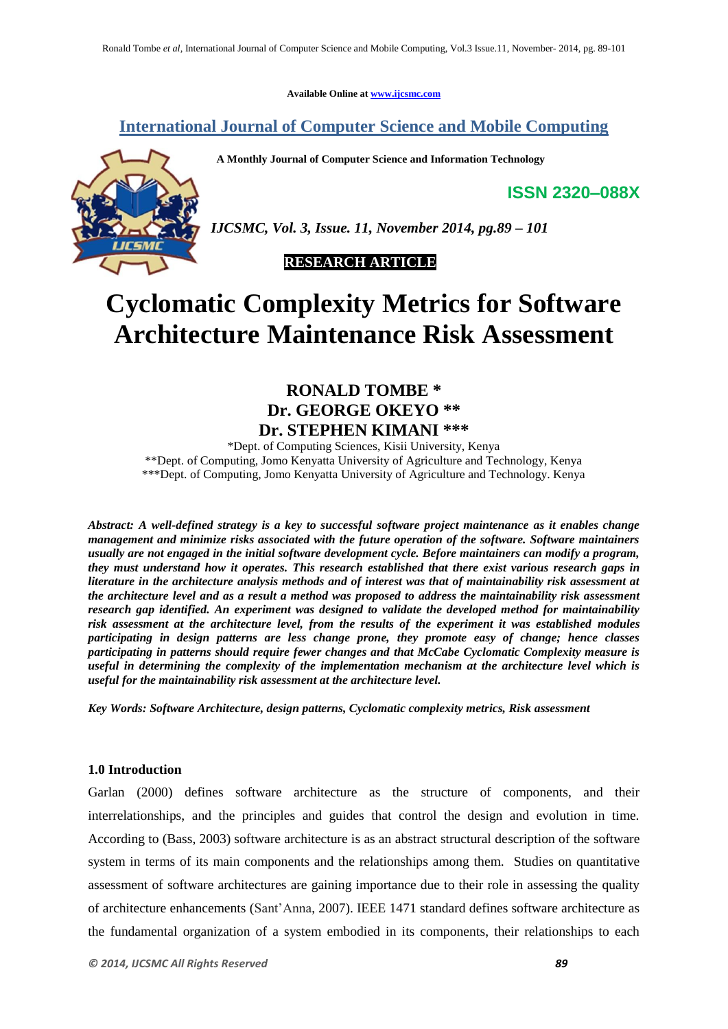Available Online at www.ijcsmc.com

# International Journal of Computer Science and Mobile Computing

**A Monthly Journal of Computer Science and Information Technology**

**ISSN 2320–088X**

*IJCSMC, Vol. 3, Issue. 11, November 2014, pg.89 – 101*

**RESEARCH ARTICLE**

# Cyclomatic Complexity Metrics for Software Architecture Maintenance Risk Assessment

## RONALD TOMBE *
## Dr. GEORGE OKEYO **
## Dr. STEPHEN KIMANI ***

*Dept. of Computing Sciences, Kisii University, Kenya
**Dept. of Computing, Jomo Kenyatta University of Agriculture and Technology, Kenya
***Dept. of Computing, Jomo Kenyatta University of Agriculture and Technology. Kenya

***Abstract:** A well-defined strategy is a key to successful software project maintenance as it enables change management and minimize risks associated with the future operation of the software. Software maintainers usually are not engaged in the initial software development cycle. Before maintainers can modify a program, they must understand how it operates. This research established that there exist various research gaps in literature in the architecture analysis methods and of interest was that of maintainability risk assessment at the architecture level and as a result a method was proposed to address the maintainability risk assessment research gap identified. An experiment was designed to validate the developed method for maintainability risk assessment at the architecture level, from the results of the experiment it was established modules participating in design patterns are less change prone, they promote easy of change; hence classes participating in patterns should require fewer changes and that McCabe Cyclomatic Complexity measure is useful in determining the complexity of the implementation mechanism at the architecture level which is useful for the maintainability risk assessment at the architecture level.*

***Key Words:** Software Architecture, design patterns, Cyclomatic complexity metrics, Risk assessment*

### 1.0 Introduction

Garlan (2000) defines software architecture as the structure of components, and their interrelationships, and the principles and guides that control the design and evolution in time. According to (Bass, 2003) software architecture is as an abstract structural description of the software system in terms of its main components and the relationships among them. Studies on quantitative assessment of software architectures are gaining importance due to their role in assessing the quality of architecture enhancements (Sant'Anna, 2007). IEEE 1471 standard defines software architecture as the fundamental organization of a system embodied in its components, their relationships to each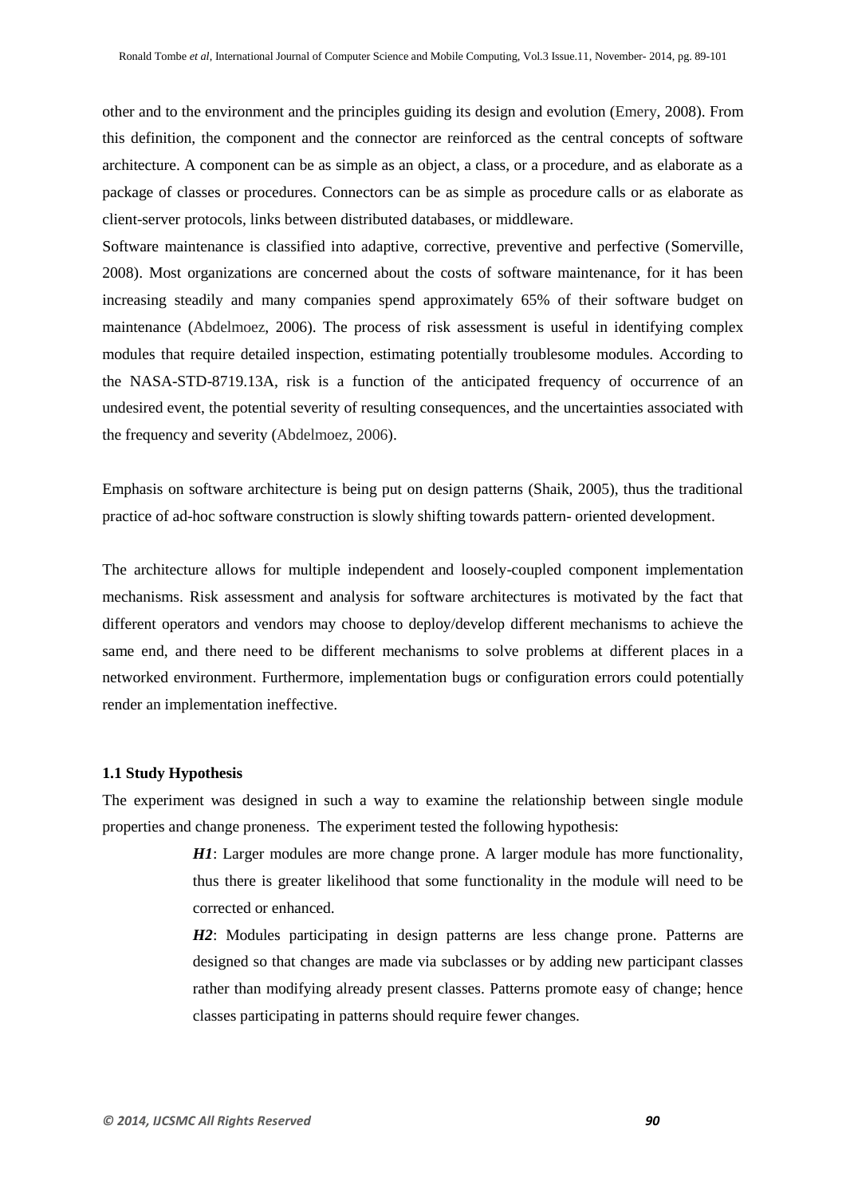other and to the environment and the principles guiding its design and evolution (Emery, 2008). From this definition, the component and the connector are reinforced as the central concepts of software architecture. A component can be as simple as an object, a class, or a procedure, and as elaborate as a package of classes or procedures. Connectors can be as simple as procedure calls or as elaborate as client-server protocols, links between distributed databases, or middleware.

Software maintenance is classified into adaptive, corrective, preventive and perfective (Somerville, 2008). Most organizations are concerned about the costs of software maintenance, for it has been increasing steadily and many companies spend approximately 65% of their software budget on maintenance (Abdelmoez, 2006). The process of risk assessment is useful in identifying complex modules that require detailed inspection, estimating potentially troublesome modules. According to the NASA-STD-8719.13A, risk is a function of the anticipated frequency of occurrence of an undesired event, the potential severity of resulting consequences, and the uncertainties associated with the frequency and severity (Abdelmoez, 2006).

Emphasis on software architecture is being put on design patterns (Shaik, 2005), thus the traditional practice of ad-hoc software construction is slowly shifting towards pattern- oriented development.

The architecture allows for multiple independent and loosely-coupled component implementation mechanisms. Risk assessment and analysis for software architectures is motivated by the fact that different operators and vendors may choose to deploy/develop different mechanisms to achieve the same end, and there need to be different mechanisms to solve problems at different places in a networked environment. Furthermore, implementation bugs or configuration errors could potentially render an implementation ineffective.

### 1.1 Study Hypothesis

The experiment was designed in such a way to examine the relationship between single module properties and change proneness. The experiment tested the following hypothesis:

> ***H1***: Larger modules are more change prone. A larger module has more functionality, thus there is greater likelihood that some functionality in the module will need to be corrected or enhanced.
>
> ***H2***: Modules participating in design patterns are less change prone. Patterns are designed so that changes are made via subclasses or by adding new participant classes rather than modifying already present classes. Patterns promote easy of change; hence classes participating in patterns should require fewer changes.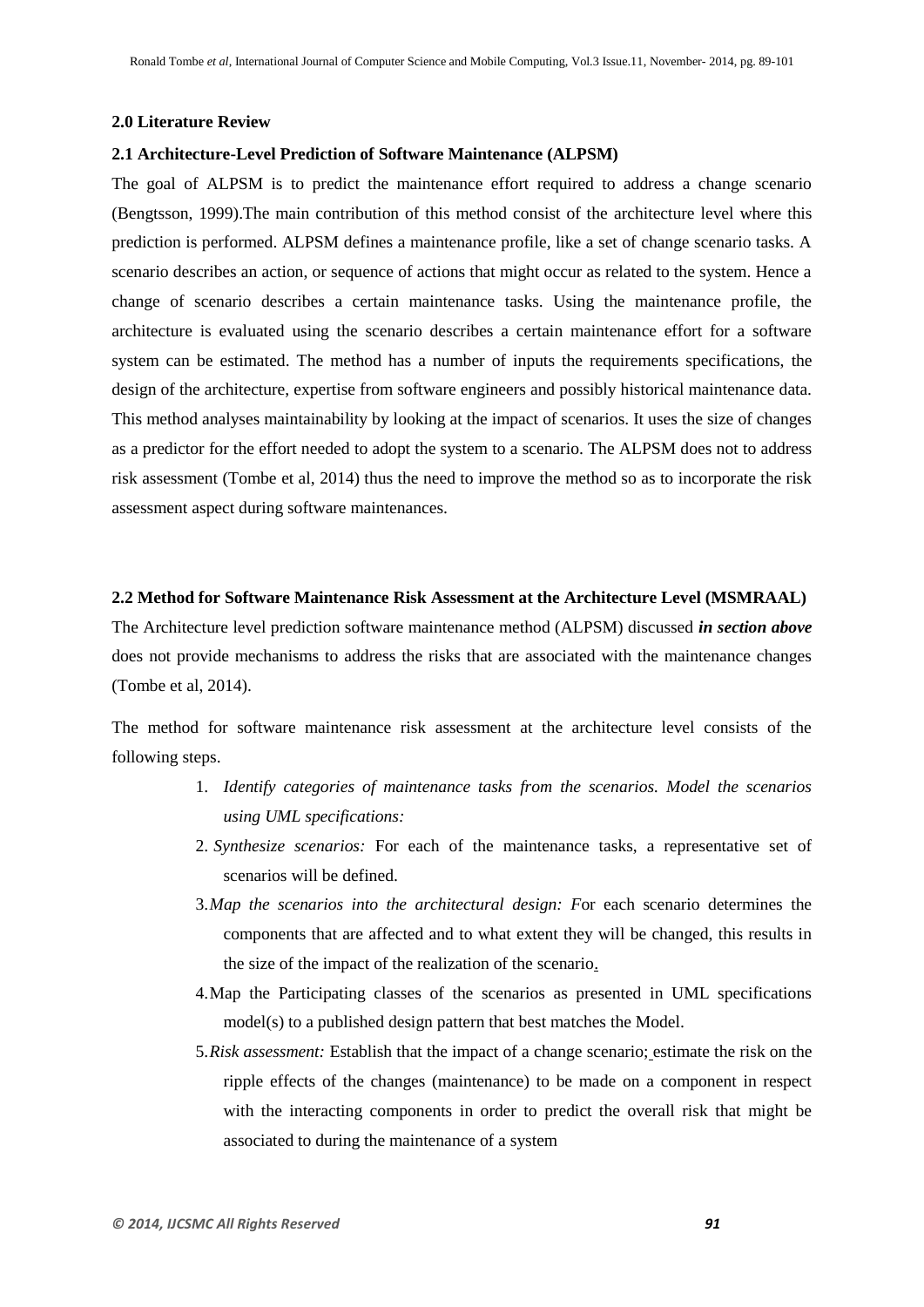## 2.0 Literature Review

### 2.1 Architecture-Level Prediction of Software Maintenance (ALPSM)

The goal of ALPSM is to predict the maintenance effort required to address a change scenario (Bengtsson, 1999).The main contribution of this method consist of the architecture level where this prediction is performed. ALPSM defines a maintenance profile, like a set of change scenario tasks. A scenario describes an action, or sequence of actions that might occur as related to the system. Hence a change of scenario describes a certain maintenance tasks. Using the maintenance profile, the architecture is evaluated using the scenario describes a certain maintenance effort for a software system can be estimated. The method has a number of inputs the requirements specifications, the design of the architecture, expertise from software engineers and possibly historical maintenance data. This method analyses maintainability by looking at the impact of scenarios. It uses the size of changes as a predictor for the effort needed to adopt the system to a scenario. The ALPSM does not to address risk assessment (Tombe et al, 2014) thus the need to improve the method so as to incorporate the risk assessment aspect during software maintenances.

### 2.2 Method for Software Maintenance Risk Assessment at the Architecture Level (MSMRAAL)

The Architecture level prediction software maintenance method (ALPSM) discussed ***in section above*** does not provide mechanisms to address the risks that are associated with the maintenance changes (Tombe et al, 2014).

The method for software maintenance risk assessment at the architecture level consists of the following steps.

1. *Identify categories of maintenance tasks from the scenarios. Model the scenarios using UML specifications:*
2. *Synthesize scenarios:* For each of the maintenance tasks, a representative set of scenarios will be defined.
3. *Map the scenarios into the architectural design: F*or each scenario determines the components that are affected and to what extent they will be changed, this results in the size of the impact of the realization of the scenario.
4. Map the Participating classes of the scenarios as presented in UML specifications model(s) to a published design pattern that best matches the Model.
5. *Risk assessment:* Establish that the impact of a change scenario; estimate the risk on the ripple effects of the changes (maintenance) to be made on a component in respect with the interacting components in order to predict the overall risk that might be associated to during the maintenance of a system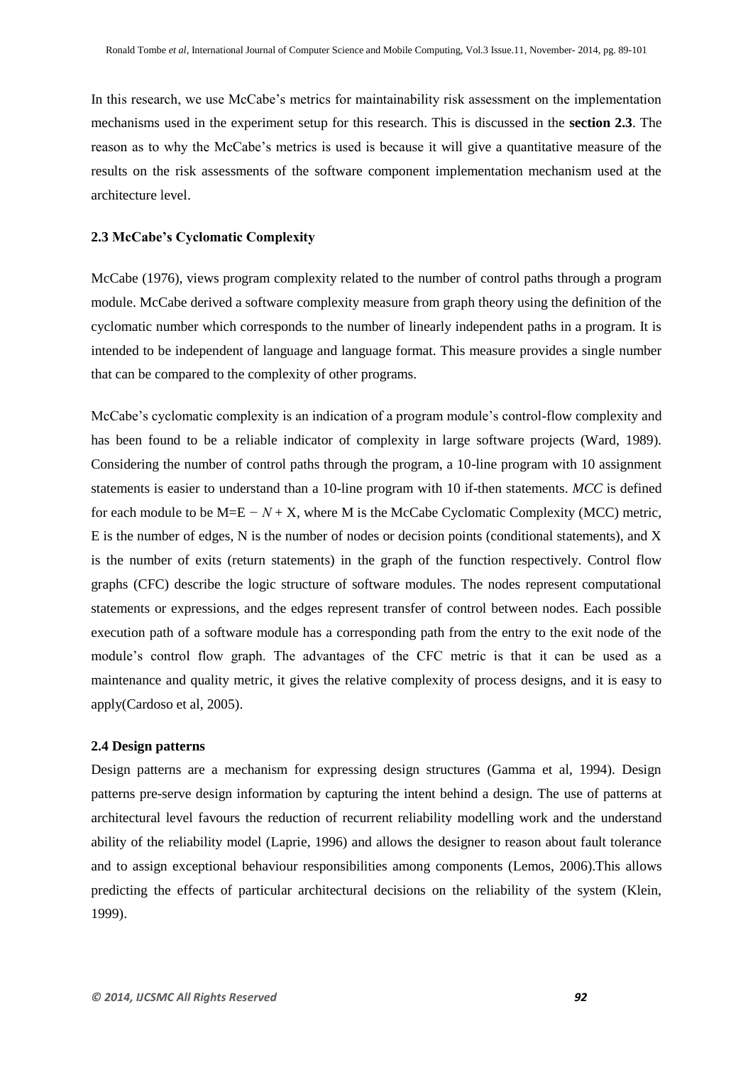In this research, we use McCabe's metrics for maintainability risk assessment on the implementation mechanisms used in the experiment setup for this research. This is discussed in the **section 2.3**. The reason as to why the McCabe's metrics is used is because it will give a quantitative measure of the results on the risk assessments of the software component implementation mechanism used at the architecture level.

### 2.3 McCabe's Cyclomatic Complexity

McCabe (1976), views program complexity related to the number of control paths through a program module. McCabe derived a software complexity measure from graph theory using the definition of the cyclomatic number which corresponds to the number of linearly independent paths in a program. It is intended to be independent of language and language format. This measure provides a single number that can be compared to the complexity of other programs.

McCabe's cyclomatic complexity is an indication of a program module's control-flow complexity and has been found to be a reliable indicator of complexity in large software projects (Ward, 1989). Considering the number of control paths through the program, a 10-line program with 10 assignment statements is easier to understand than a 10-line program with 10 if-then statements. *MCC* is defined for each module to be $M = E - N + X$, where M is the McCabe Cyclomatic Complexity (MCC) metric, E is the number of edges, N is the number of nodes or decision points (conditional statements), and X is the number of exits (return statements) in the graph of the function respectively. Control flow graphs (CFC) describe the logic structure of software modules. The nodes represent computational statements or expressions, and the edges represent transfer of control between nodes. Each possible execution path of a software module has a corresponding path from the entry to the exit node of the module's control flow graph. The advantages of the CFC metric is that it can be used as a maintenance and quality metric, it gives the relative complexity of process designs, and it is easy to apply(Cardoso et al, 2005).

### 2.4 Design patterns

Design patterns are a mechanism for expressing design structures (Gamma et al, 1994). Design patterns pre-serve design information by capturing the intent behind a design. The use of patterns at architectural level favours the reduction of recurrent reliability modelling work and the understand ability of the reliability model (Laprie, 1996) and allows the designer to reason about fault tolerance and to assign exceptional behaviour responsibilities among components (Lemos, 2006).This allows predicting the effects of particular architectural decisions on the reliability of the system (Klein, 1999).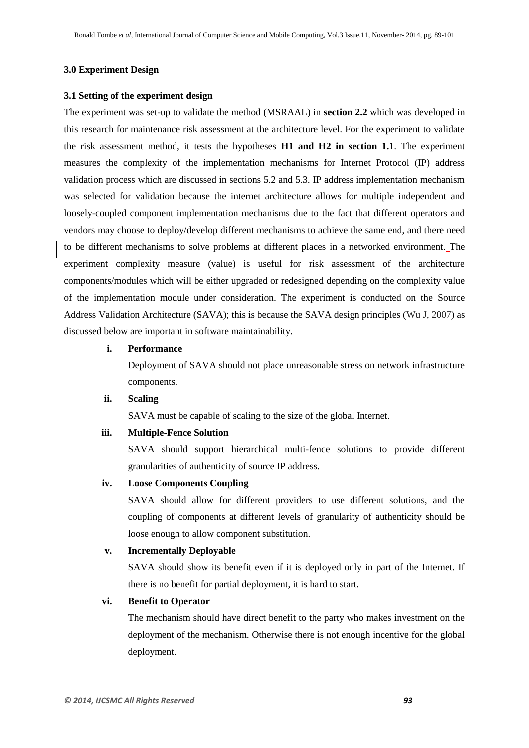## 3.0 Experiment Design

### 3.1 Setting of the experiment design

The experiment was set-up to validate the method (MSRAAL) in **section 2.2** which was developed in this research for maintenance risk assessment at the architecture level. For the experiment to validate the risk assessment method, it tests the hypotheses **H1 and H2 in section 1.1**. The experiment measures the complexity of the implementation mechanisms for Internet Protocol (IP) address validation process which are discussed in sections 5.2 and 5.3. IP address implementation mechanism was selected for validation because the internet architecture allows for multiple independent and loosely-coupled component implementation mechanisms due to the fact that different operators and vendors may choose to deploy/develop different mechanisms to achieve the same end, and there need to be different mechanisms to solve problems at different places in a networked environment. The experiment complexity measure (value) is useful for risk assessment of the architecture components/modules which will be either upgraded or redesigned depending on the complexity value of the implementation module under consideration. The experiment is conducted on the Source Address Validation Architecture (SAVA); this is because the SAVA design principles (Wu J, 2007) as discussed below are important in software maintainability.

i. **Performance**

   Deployment of SAVA should not place unreasonable stress on network infrastructure components.

ii. **Scaling**

   SAVA must be capable of scaling to the size of the global Internet.

iii. **Multiple-Fence Solution**

   SAVA should support hierarchical multi-fence solutions to provide different granularities of authenticity of source IP address.

iv. **Loose Components Coupling**

   SAVA should allow for different providers to use different solutions, and the coupling of components at different levels of granularity of authenticity should be loose enough to allow component substitution.

v. **Incrementally Deployable**

   SAVA should show its benefit even if it is deployed only in part of the Internet. If there is no benefit for partial deployment, it is hard to start.

vi. **Benefit to Operator**

   The mechanism should have direct benefit to the party who makes investment on the deployment of the mechanism. Otherwise there is not enough incentive for the global deployment.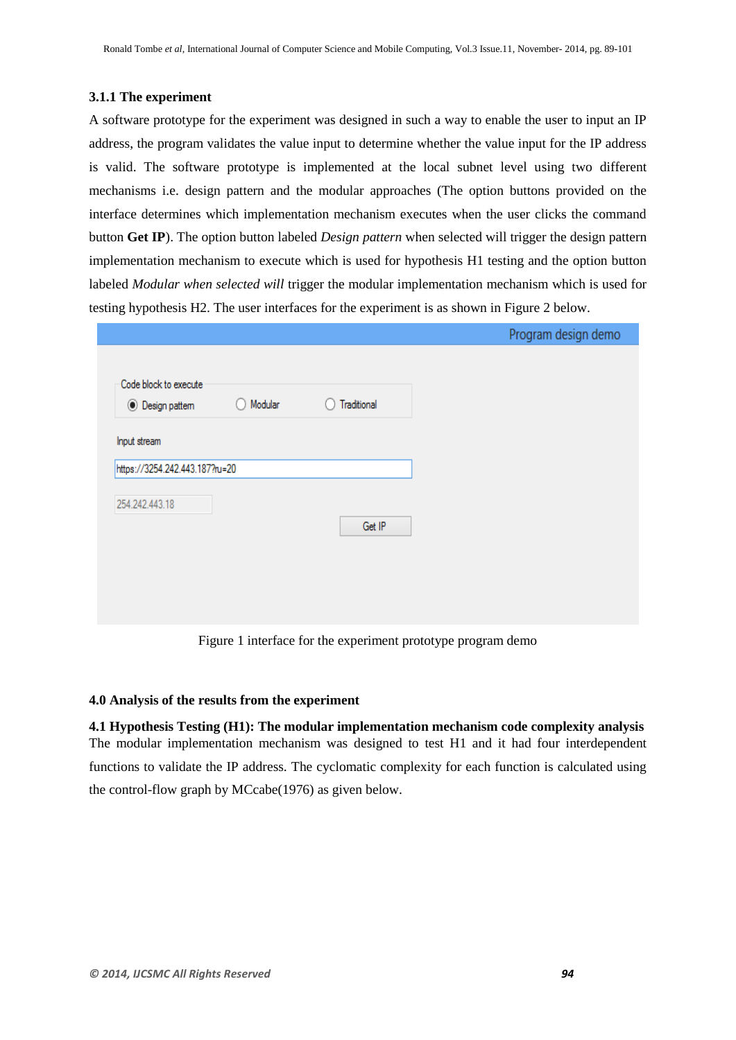### 3.1.1 The experiment

A software prototype for the experiment was designed in such a way to enable the user to input an IP address, the program validates the value input to determine whether the value input for the IP address is valid. The software prototype is implemented at the local subnet level using two different mechanisms i.e. design pattern and the modular approaches (The option buttons provided on the interface determines which implementation mechanism executes when the user clicks the command button **Get IP**). The option button labeled *Design pattern* when selected will trigger the design pattern implementation mechanism to execute which is used for hypothesis H1 testing and the option button labeled *Modular when selected will* trigger the modular implementation mechanism which is used for testing hypothesis H2. The user interfaces for the experiment is as shown in Figure 2 below.

Figure 1 interface for the experiment prototype program demo

## 4.0 Analysis of the results from the experiment

### 4.1 Hypothesis Testing (H1): The modular implementation mechanism code complexity analysis

The modular implementation mechanism was designed to test H1 and it had four interdependent functions to validate the IP address. The cyclomatic complexity for each function is calculated using the control-flow graph by MCcabe(1976) as given below.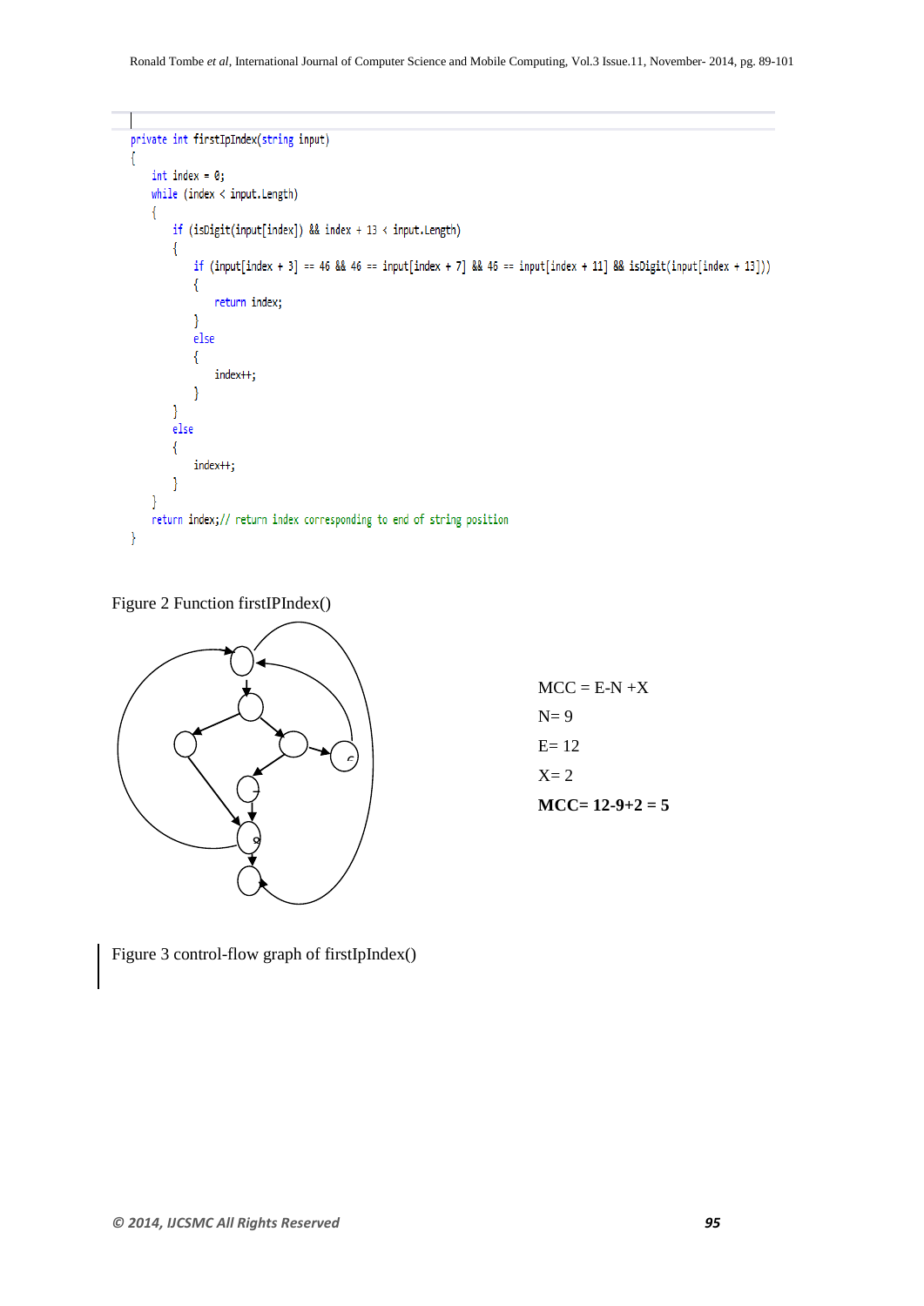```
private int firstIpIndex(string input)
{
    int index = 0;
    while (index < input.Length)
    {
        if (isDigit(input[index]) && index + 13 < input.Length)
        {
            if (input[index + 3] == 46 && 46 == input[index + 7] && 46 == input[index + 11] && isDigit(input[index + 13]))
            {
                return index;
            }
            else
            {
                index++;
            }
        }
        else
        {
            index++;
        }
    }
    return index;// return index corresponding to end of string position
}
```

Figure 2 Function firstIPIndex()

MCC = E-N +X

N= 9

E= 12

X= 2

**MCC= 12-9+2 = 5**

Figure 3 control-flow graph of firstIpIndex()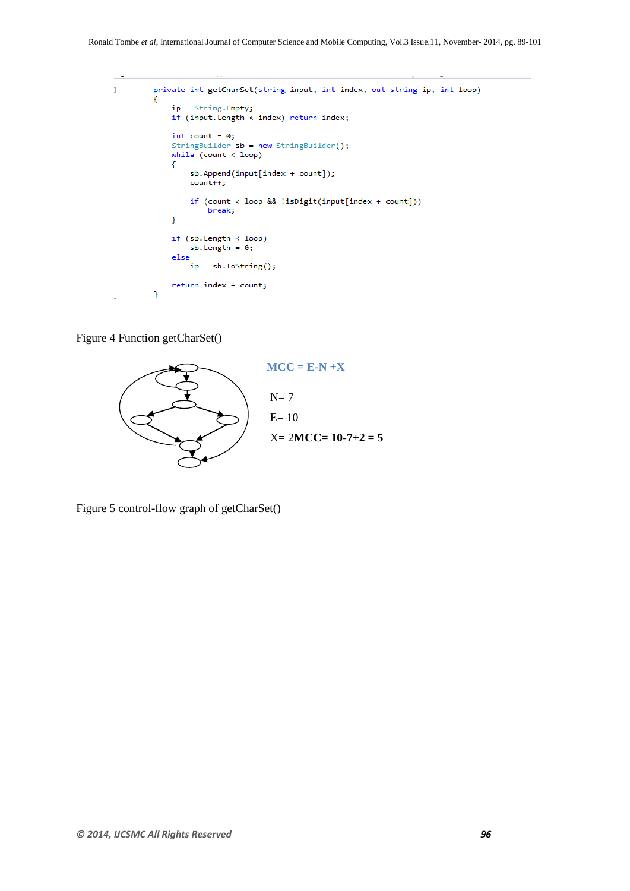```
private int getCharSet(string input, int index, out string ip, int loop)
{
    ip = String.Empty;
    if (input.Length < index) return index;

    int count = 0;
    StringBuilder sb = new StringBuilder();
    while (count < loop)
    {
        sb.Append(input[index + count]);
        count++;

        if (count < loop && !isDigit(input[index + count]))
            break;
    }

    if (sb.Length < loop)
        sb.Length = 0;
    else
        ip = sb.ToString();

    return index + count;
}
```

Figure 4 Function getCharSet()

**MCC = E-N +X**

N= 7

E= 10

X= 2**MCC= 10-7+2 = 5**

Figure 5 control-flow graph of getCharSet()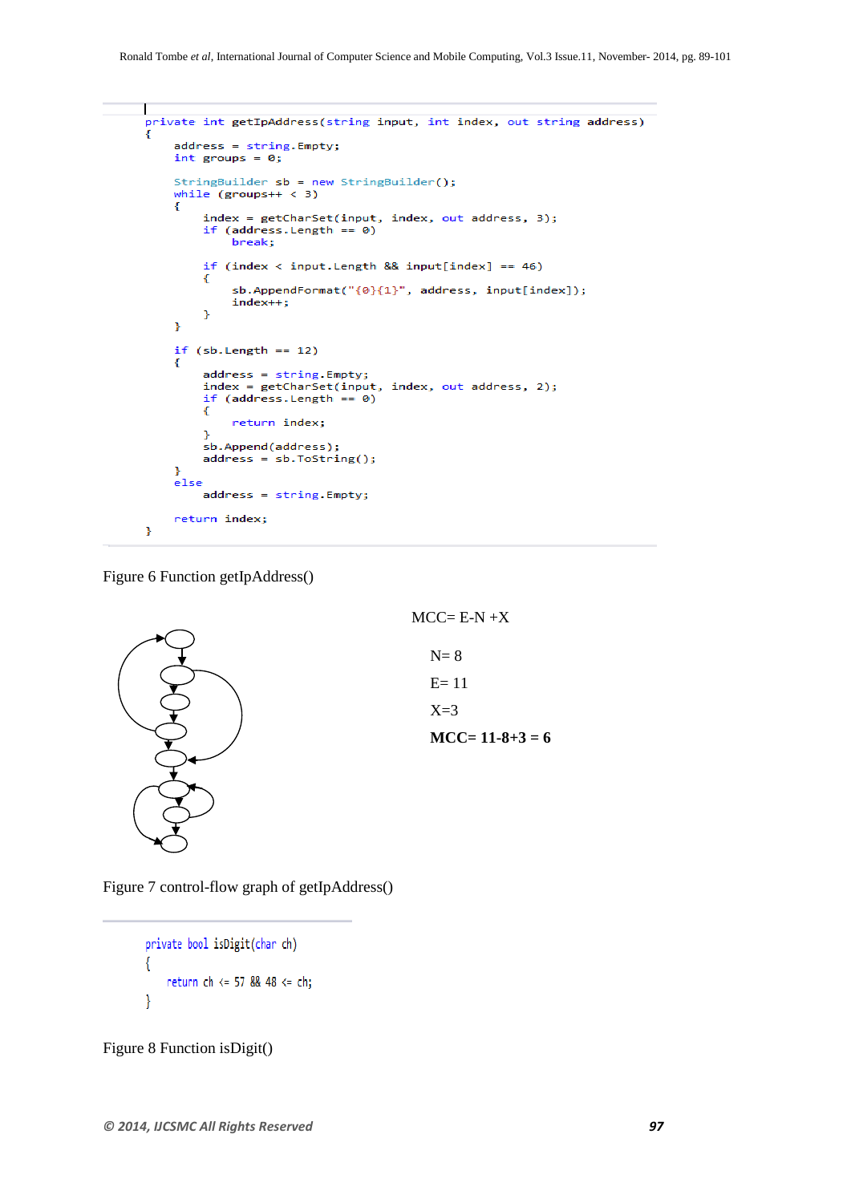```
private int getIpAddress(string input, int index, out string address)
{
    address = string.Empty;
    int groups = 0;

    StringBuilder sb = new StringBuilder();
    while (groups++ < 3)
    {
        index = getCharSet(input, index, out address, 3);
        if (address.Length == 0)
            break;

        if (index < input.Length && input[index] == 46)
        {
            sb.AppendFormat("{0}{1}", address, input[index]);
            index++;
        }
    }

    if (sb.Length == 12)
    {
        address = string.Empty;
        index = getCharSet(input, index, out address, 2);
        if (address.Length == 0)
        {
            return index;
        }
        sb.Append(address);
        address = sb.ToString();
    }
    else
        address = string.Empty;

    return index;
}
```

Figure 6 Function getIpAddress()

MCC= E-N +X

N= 8

E= 11

X=3

**MCC= 11-8+3 = 6**

Figure 7 control-flow graph of getIpAddress()

```
private bool isDigit(char ch)
{
    return ch <= 57 && 48 <= ch;
}
```

Figure 8 Function isDigit()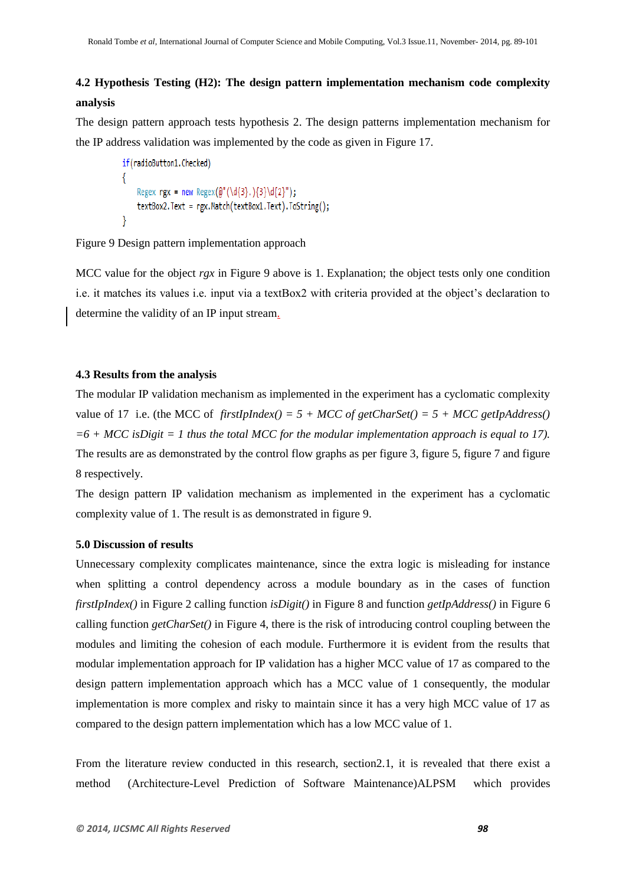### 4.2 Hypothesis Testing (H2): The design pattern implementation mechanism code complexity analysis

The design pattern approach tests hypothesis 2. The design patterns implementation mechanism for the IP address validation was implemented by the code as given in Figure 17.

```
if(radioButton1.Checked)
{
    Regex rgx = new Regex(@"(\d{3}.){3}\d{2}");
    textBox2.Text = rgx.Match(textBox1.Text).ToString();
}
```

Figure 9 Design pattern implementation approach

MCC value for the object *rgx* in Figure 9 above is 1. Explanation; the object tests only one condition i.e. it matches its values i.e. input via a textBox2 with criteria provided at the object's declaration to determine the validity of an IP input stream.

### 4.3 Results from the analysis

The modular IP validation mechanism as implemented in the experiment has a cyclomatic complexity value of 17 i.e. (the MCC of *firstIpIndex() = 5 + MCC of getCharSet() = 5 + MCC getIpAddress() =6 + MCC isDigit = 1 thus the total MCC for the modular implementation approach is equal to 17).* The results are as demonstrated by the control flow graphs as per figure 3, figure 5, figure 7 and figure 8 respectively.

The design pattern IP validation mechanism as implemented in the experiment has a cyclomatic complexity value of 1. The result is as demonstrated in figure 9.

### 5.0 Discussion of results

Unnecessary complexity complicates maintenance, since the extra logic is misleading for instance when splitting a control dependency across a module boundary as in the cases of function *firstIpIndex()* in Figure 2 calling function *isDigit()* in Figure 8 and function *getIpAddress()* in Figure 6 calling function *getCharSet()* in Figure 4, there is the risk of introducing control coupling between the modules and limiting the cohesion of each module. Furthermore it is evident from the results that modular implementation approach for IP validation has a higher MCC value of 17 as compared to the design pattern implementation approach which has a MCC value of 1 consequently, the modular implementation is more complex and risky to maintain since it has a very high MCC value of 17 as compared to the design pattern implementation which has a low MCC value of 1.

From the literature review conducted in this research, section2.1, it is revealed that there exist a method (Architecture-Level Prediction of Software Maintenance)ALPSM which provides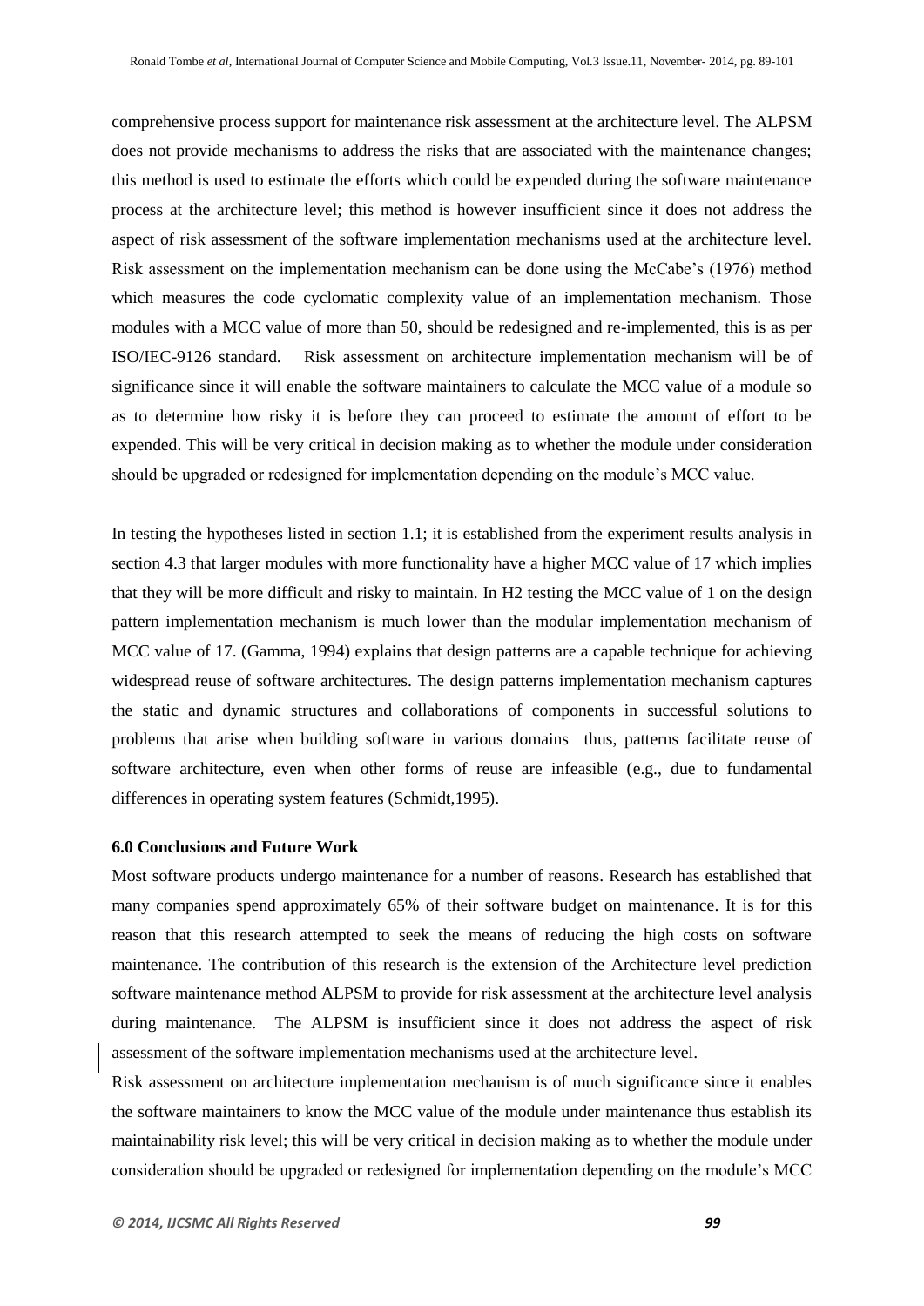comprehensive process support for maintenance risk assessment at the architecture level. The ALPSM does not provide mechanisms to address the risks that are associated with the maintenance changes; this method is used to estimate the efforts which could be expended during the software maintenance process at the architecture level; this method is however insufficient since it does not address the aspect of risk assessment of the software implementation mechanisms used at the architecture level. Risk assessment on the implementation mechanism can be done using the McCabe's (1976) method which measures the code cyclomatic complexity value of an implementation mechanism. Those modules with a MCC value of more than 50, should be redesigned and re-implemented, this is as per ISO/IEC-9126 standard. Risk assessment on architecture implementation mechanism will be of significance since it will enable the software maintainers to calculate the MCC value of a module so as to determine how risky it is before they can proceed to estimate the amount of effort to be expended. This will be very critical in decision making as to whether the module under consideration should be upgraded or redesigned for implementation depending on the module's MCC value.

In testing the hypotheses listed in section 1.1; it is established from the experiment results analysis in section 4.3 that larger modules with more functionality have a higher MCC value of 17 which implies that they will be more difficult and risky to maintain. In H2 testing the MCC value of 1 on the design pattern implementation mechanism is much lower than the modular implementation mechanism of MCC value of 17. (Gamma, 1994) explains that design patterns are a capable technique for achieving widespread reuse of software architectures. The design patterns implementation mechanism captures the static and dynamic structures and collaborations of components in successful solutions to problems that arise when building software in various domains thus, patterns facilitate reuse of software architecture, even when other forms of reuse are infeasible (e.g., due to fundamental differences in operating system features (Schmidt,1995).

### 6.0 Conclusions and Future Work

Most software products undergo maintenance for a number of reasons. Research has established that many companies spend approximately 65% of their software budget on maintenance. It is for this reason that this research attempted to seek the means of reducing the high costs on software maintenance. The contribution of this research is the extension of the Architecture level prediction software maintenance method ALPSM to provide for risk assessment at the architecture level analysis during maintenance. The ALPSM is insufficient since it does not address the aspect of risk assessment of the software implementation mechanisms used at the architecture level.

Risk assessment on architecture implementation mechanism is of much significance since it enables the software maintainers to know the MCC value of the module under maintenance thus establish its maintainability risk level; this will be very critical in decision making as to whether the module under consideration should be upgraded or redesigned for implementation depending on the module's MCC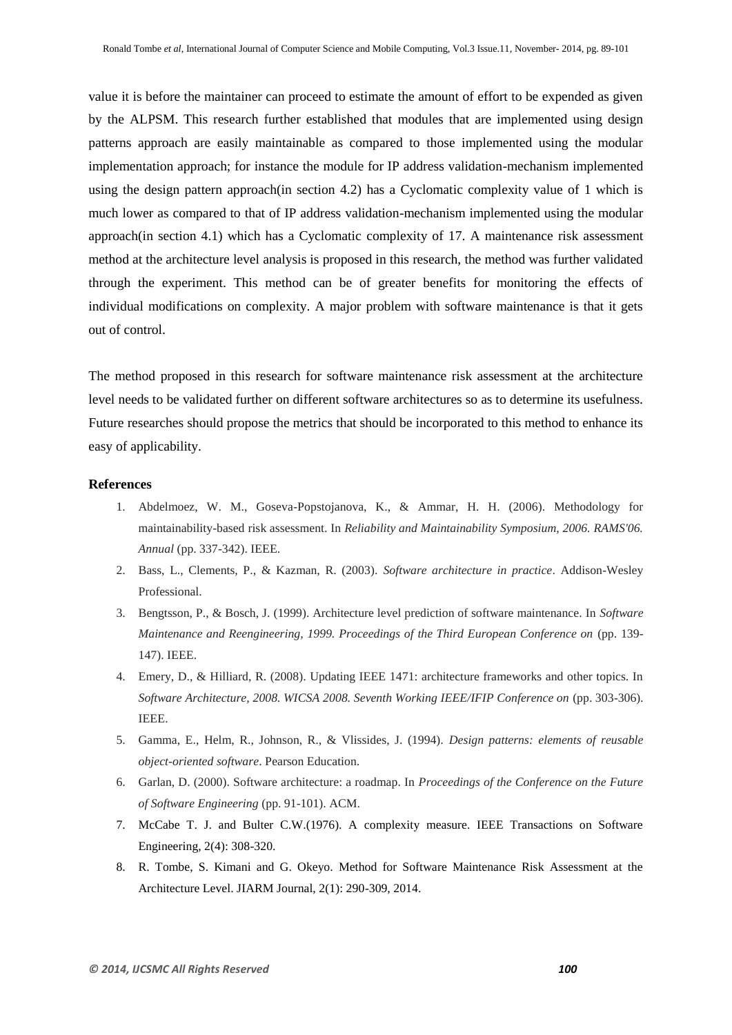value it is before the maintainer can proceed to estimate the amount of effort to be expended as given by the ALPSM. This research further established that modules that are implemented using design patterns approach are easily maintainable as compared to those implemented using the modular implementation approach; for instance the module for IP address validation-mechanism implemented using the design pattern approach(in section 4.2) has a Cyclomatic complexity value of 1 which is much lower as compared to that of IP address validation-mechanism implemented using the modular approach(in section 4.1) which has a Cyclomatic complexity of 17. A maintenance risk assessment method at the architecture level analysis is proposed in this research, the method was further validated through the experiment. This method can be of greater benefits for monitoring the effects of individual modifications on complexity. A major problem with software maintenance is that it gets out of control.

The method proposed in this research for software maintenance risk assessment at the architecture level needs to be validated further on different software architectures so as to determine its usefulness. Future researches should propose the metrics that should be incorporated to this method to enhance its easy of applicability.

**References**

1. Abdelmoez, W. M., Goseva-Popstojanova, K., & Ammar, H. H. (2006). Methodology for maintainability-based risk assessment. In *Reliability and Maintainability Symposium, 2006. RAMS'06. Annual* (pp. 337-342). IEEE.
2. Bass, L., Clements, P., & Kazman, R. (2003). *Software architecture in practice*. Addison-Wesley Professional.
3. Bengtsson, P., & Bosch, J. (1999). Architecture level prediction of software maintenance. In *Software Maintenance and Reengineering, 1999. Proceedings of the Third European Conference on* (pp. 139-147). IEEE.
4. Emery, D., & Hilliard, R. (2008). Updating IEEE 1471: architecture frameworks and other topics. In *Software Architecture, 2008. WICSA 2008. Seventh Working IEEE/IFIP Conference on* (pp. 303-306). IEEE.
5. Gamma, E., Helm, R., Johnson, R., & Vlissides, J. (1994). *Design patterns: elements of reusable object-oriented software*. Pearson Education.
6. Garlan, D. (2000). Software architecture: a roadmap. In *Proceedings of the Conference on the Future of Software Engineering* (pp. 91-101). ACM.
7. McCabe T. J. and Bulter C.W.(1976). A complexity measure. IEEE Transactions on Software Engineering, 2(4): 308-320.
8. R. Tombe, S. Kimani and G. Okeyo. Method for Software Maintenance Risk Assessment at the Architecture Level. JIARM Journal, 2(1): 290-309, 2014.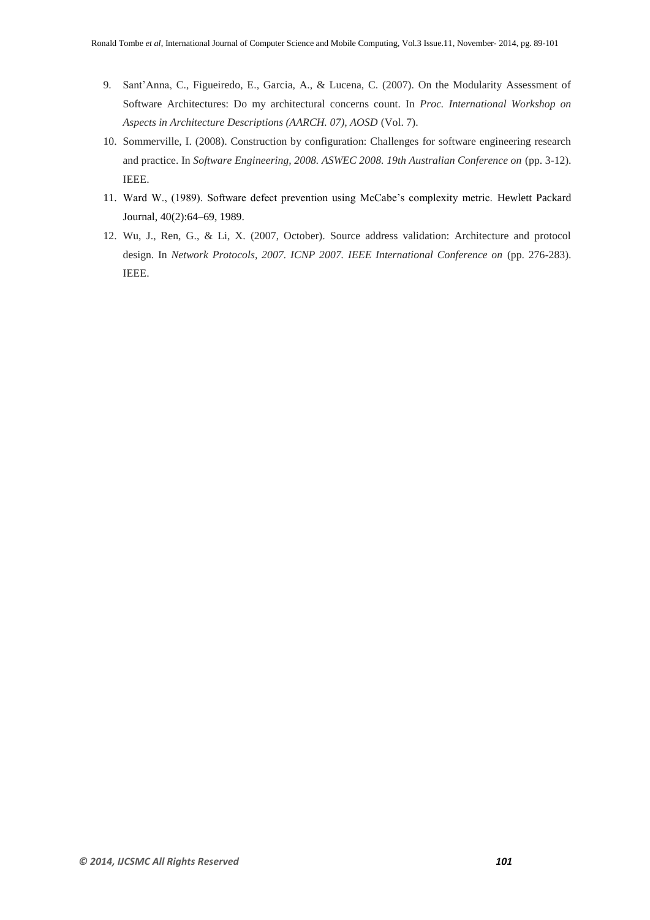9. Sant'Anna, C., Figueiredo, E., Garcia, A., & Lucena, C. (2007). On the Modularity Assessment of Software Architectures: Do my architectural concerns count. In *Proc. International Workshop on Aspects in Architecture Descriptions (AARCH. 07), AOSD* (Vol. 7).
10. Sommerville, I. (2008). Construction by configuration: Challenges for software engineering research and practice. In *Software Engineering, 2008. ASWEC 2008. 19th Australian Conference on* (pp. 3-12). IEEE.
11. Ward W., (1989). Software defect prevention using McCabe's complexity metric. Hewlett Packard Journal, 40(2):64–69, 1989.
12. Wu, J., Ren, G., & Li, X. (2007, October). Source address validation: Architecture and protocol design. In *Network Protocols, 2007. ICNP 2007. IEEE International Conference on* (pp. 276-283). IEEE.